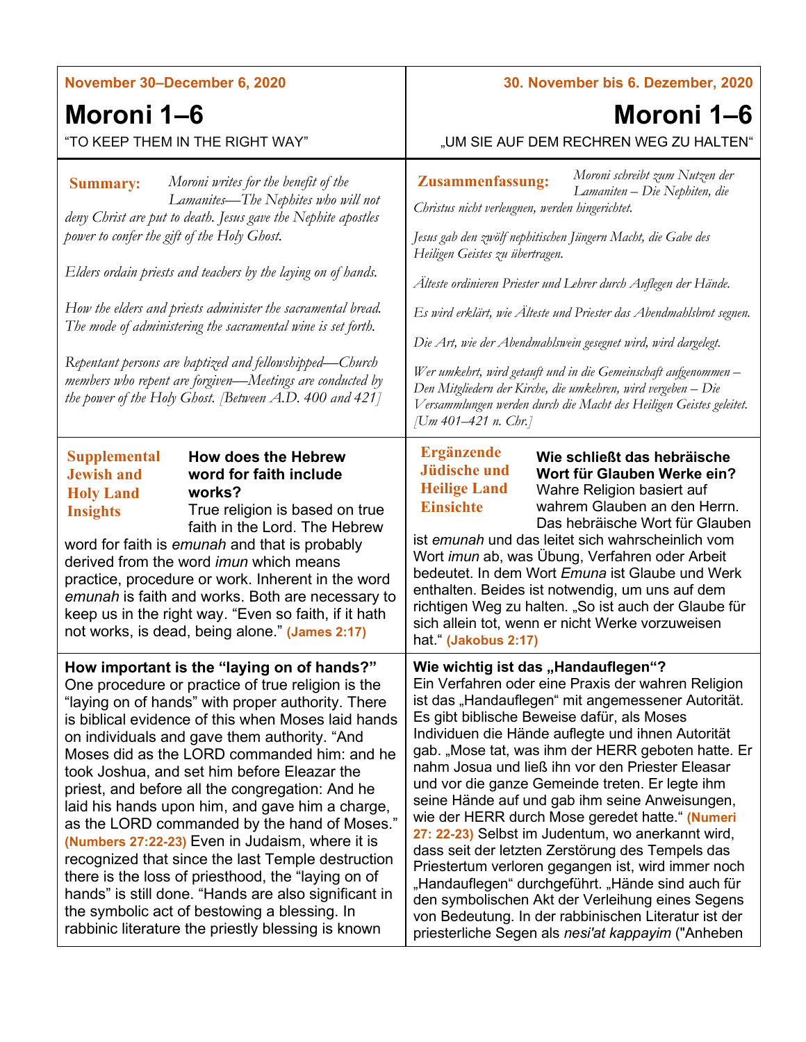November 30–December 6, 2020

# Moroni 1–6

"TO KEEP THEM IN THE RIGHT WAY"

**Summary:** *Moroni writes for the benefit of the Lamanites—The Nephites who will not deny Christ are put to death. Jesus gave the Nephite apostles power to confer the gift of the Holy Ghost.*

*Elders ordain priests and teachers by the laying on of hands.*

*How the elders and priests administer the sacramental bread. The mode of administering the sacramental wine is set forth.*

*Repentant persons are baptized and fellowshipped—Church members who repent are forgiven—Meetings are conducted by the power of the Holy Ghost. [Between A.D. 400 and 421]*

**Supplemental Jewish and Holy Land Insights**

**How does the Hebrew word for faith include works?**

True religion is based on true faith in the Lord. The Hebrew word for faith is *emunah* and that is probably derived from the word *imun* which means practice, procedure or work. Inherent in the word *emunah* is faith and works. Both are necessary to keep us in the right way. "Even so faith, if it hath not works, is dead, being alone." **(James 2:17)**

**How important is the "laying on of hands?"**

One procedure or practice of true religion is the "laying on of hands" with proper authority. There is biblical evidence of this when Moses laid hands on individuals and gave them authority. "And Moses did as the LORD commanded him: and he took Joshua, and set him before Eleazar the priest, and before all the congregation: And he laid his hands upon him, and gave him a charge, as the LORD commanded by the hand of Moses." **(Numbers 27:22-23)** Even in Judaism, where it is recognized that since the last Temple destruction there is the loss of priesthood, the "laying on of hands" is still done. "Hands are also significant in the symbolic act of bestowing a blessing. In rabbinic literature the priestly blessing is known

---

30. November bis 6. Dezember, 2020

# Moroni 1–6

„UM SIE AUF DEM RECHREN WEG ZU HALTEN"

**Zusammenfassung:** *Moroni schreibt zum Nutzen der Lamaniten – Die Nephiten, die Christus nicht verleugnen, werden hingerichtet.*

*Jesus gab den zwölf nephitischen Jüngern Macht, die Gabe des Heiligen Geistes zu übertragen.*

*Älteste ordinieren Priester und Lehrer durch Auflegen der Hände.*

*Es wird erklärt, wie Älteste und Priester das Abendmahlsbrot segnen.*

*Die Art, wie der Abendmahlswein gesegnet wird, wird dargelegt.*

*Wer umkehrt, wird getauft und in die Gemeinschaft aufgenommen – Den Mitgliedern der Kirche, die umkehren, wird vergeben – Die Versammlungen werden durch die Macht des Heiligen Geistes geleitet. [Um 401–421 n. Chr.]*

**Ergänzende Jüdische und Heilige Land Einsichte**

**Wie schließt das hebräische Wort für Glauben Werke ein?**

Wahre Religion basiert auf wahrem Glauben an den Herrn. Das hebräische Wort für Glauben ist *emunah* und das leitet sich wahrscheinlich vom Wort *imun* ab, was Übung, Verfahren oder Arbeit bedeutet. In dem Wort *Emuna* ist Glaube und Werk enthalten. Beides ist notwendig, um uns auf dem richtigen Weg zu halten. „So ist auch der Glaube für sich allein tot, wenn er nicht Werke vorzuweisen hat." **(Jakobus 2:17)**

**Wie wichtig ist das „Handauflegen"?**

Ein Verfahren oder eine Praxis der wahren Religion ist das „Handauflegen" mit angemessener Autorität. Es gibt biblische Beweise dafür, als Moses Individuen die Hände auflegte und ihnen Autorität gab. „Mose tat, was ihm der HERR geboten hatte. Er nahm Josua und ließ ihn vor den Priester Eleasar und vor die ganze Gemeinde treten. Er legte ihm seine Hände auf und gab ihm seine Anweisungen, wie der HERR durch Mose geredet hatte." **(Numeri 27: 22-23)** Selbst im Judentum, wo anerkannt wird, dass seit der letzten Zerstörung des Tempels das Priestertum verloren gegangen ist, wird immer noch „Handauflegen" durchgeführt. „Hände sind auch für den symbolischen Akt der Verleihung eines Segens von Bedeutung. In der rabbinischen Literatur ist der priesterliche Segen als *nesi'at kappayim* ("Anheben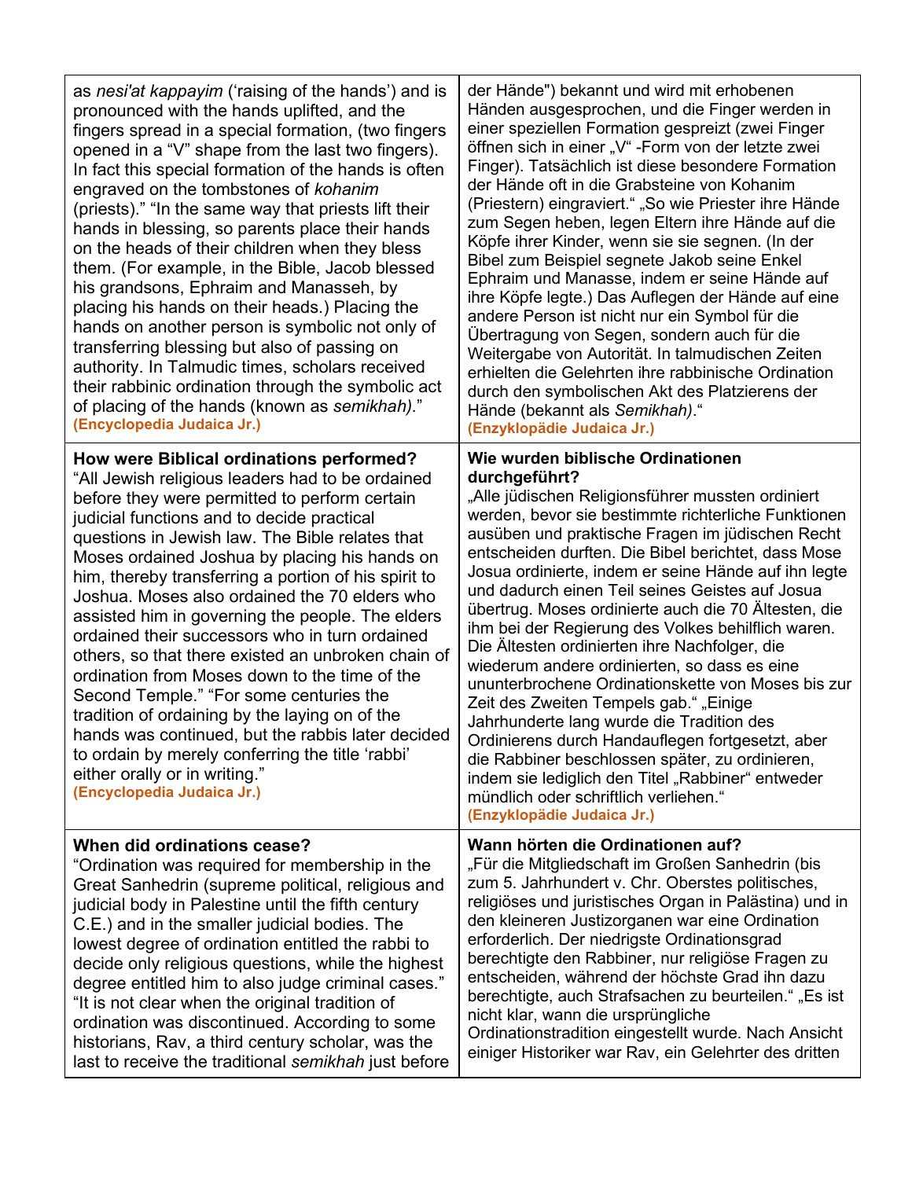| | |
|---|---|
| as *nesi'at kappayim* ('raising of the hands') and is pronounced with the hands uplifted, and the fingers spread in a special formation, (two fingers opened in a "V" shape from the last two fingers). In fact this special formation of the hands is often engraved on the tombstones of *kohanim* (priests)." "In the same way that priests lift their hands in blessing, so parents place their hands on the heads of their children when they bless them. (For example, in the Bible, Jacob blessed his grandsons, Ephraim and Manasseh, by placing his hands on their heads.) Placing the hands on another person is symbolic not only of transferring blessing but also of passing on authority. In Talmudic times, scholars received their rabbinic ordination through the symbolic act of placing of the hands (known as *semikhah).*" **(Encyclopedia Judaica Jr.)** | der Hände") bekannt und wird mit erhobenen Händen ausgesprochen, und die Finger werden in einer speziellen Formation gespreizt (zwei Finger öffnen sich in einer „V" -Form von der letzte zwei Finger). Tatsächlich ist diese besondere Formation der Hände oft in die Grabsteine von Kohanim (Priestern) eingraviert." „So wie Priester ihre Hände zum Segen heben, legen Eltern ihre Hände auf die Köpfe ihrer Kinder, wenn sie sie segnen. (In der Bibel zum Beispiel segnete Jakob seine Enkel Ephraim und Manasse, indem er seine Hände auf ihre Köpfe legte.) Das Auflegen der Hände auf eine andere Person ist nicht nur ein Symbol für die Übertragung von Segen, sondern auch für die Weitergabe von Autorität. In talmudischen Zeiten erhielten die Gelehrten ihre rabbinische Ordination durch den symbolischen Akt des Platzierens der Hände (bekannt als *Semikhah)*." **(Enzyklopädie Judaica Jr.)** |
| **How were Biblical ordinations performed?** "All Jewish religious leaders had to be ordained before they were permitted to perform certain judicial functions and to decide practical questions in Jewish law. The Bible relates that Moses ordained Joshua by placing his hands on him, thereby transferring a portion of his spirit to Joshua. Moses also ordained the 70 elders who assisted him in governing the people. The elders ordained their successors who in turn ordained others, so that there existed an unbroken chain of ordination from Moses down to the time of the Second Temple." "For some centuries the tradition of ordaining by the laying on of the hands was continued, but the rabbis later decided to ordain by merely conferring the title 'rabbi' either orally or in writing." **(Encyclopedia Judaica Jr.)** | **Wie wurden biblische Ordinationen durchgeführt?** „Alle jüdischen Religionsführer mussten ordiniert werden, bevor sie bestimmte richterliche Funktionen ausüben und praktische Fragen im jüdischen Recht entscheiden durften. Die Bibel berichtet, dass Mose Josua ordinierte, indem er seine Hände auf ihn legte und dadurch einen Teil seines Geistes auf Josua übertrug. Moses ordinierte auch die 70 Ältesten, die ihm bei der Regierung des Volkes behilflich waren. Die Ältesten ordinierten ihre Nachfolger, die wiederum andere ordinierten, so dass es eine ununterbrochene Ordinationskette von Moses bis zur Zeit des Zweiten Tempels gab." „Einige Jahrhunderte lang wurde die Tradition des Ordinierens durch Handauflegen fortgesetzt, aber die Rabbiner beschlossen später, zu ordinieren, indem sie lediglich den Titel „Rabbiner" entweder mündlich oder schriftlich verliehen." **(Enzyklopädie Judaica Jr.)** |
| **When did ordinations cease?** "Ordination was required for membership in the Great Sanhedrin (supreme political, religious and judicial body in Palestine until the fifth century C.E.) and in the smaller judicial bodies. The lowest degree of ordination entitled the rabbi to decide only religious questions, while the highest degree entitled him to also judge criminal cases." "It is not clear when the original tradition of ordination was discontinued. According to some historians, Rav, a third century scholar, was the last to receive the traditional *semikhah* just before | **Wann hörten die Ordinationen auf?** „Für die Mitgliedschaft im Großen Sanhedrin (bis zum 5. Jahrhundert v. Chr. Oberstes politisches, religiöses und juristisches Organ in Palästina) und in den kleineren Justizorganen war eine Ordination erforderlich. Der niedrigste Ordinationsgrad berechtigte den Rabbiner, nur religiöse Fragen zu entscheiden, während der höchste Grad ihn dazu berechtigte, auch Strafsachen zu beurteilen." „Es ist nicht klar, wann die ursprüngliche Ordinationstradition eingestellt wurde. Nach Ansicht einiger Historiker war Rav, ein Gelehrter des dritten |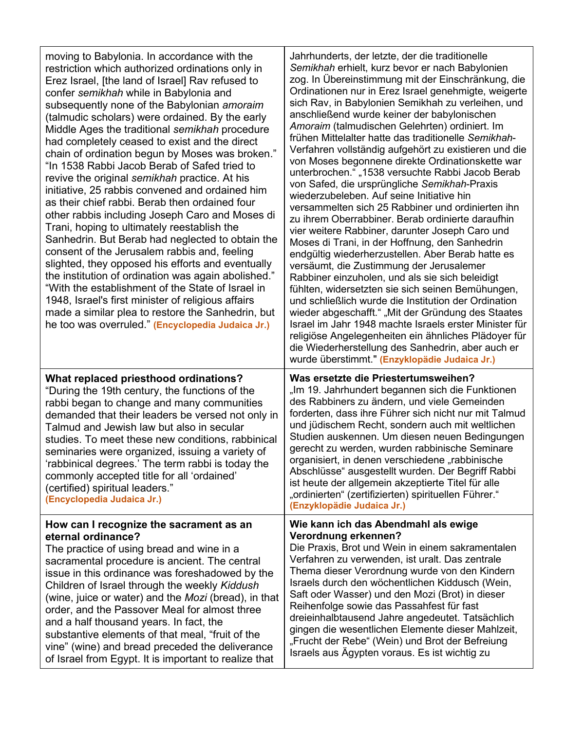| | |
|---|---|
| moving to Babylonia. In accordance with the restriction which authorized ordinations only in Erez Israel, [the land of Israel] Rav refused to confer *semikhah* while in Babylonia and subsequently none of the Babylonian *amoraim* (talmudic scholars) were ordained. By the early Middle Ages the traditional *semikhah* procedure had completely ceased to exist and the direct chain of ordination begun by Moses was broken." "In 1538 Rabbi Jacob Berab of Safed tried to revive the original *semikhah* practice. At his initiative, 25 rabbis convened and ordained him as their chief rabbi. Berab then ordained four other rabbis including Joseph Caro and Moses di Trani, hoping to ultimately reestablish the Sanhedrin. But Berab had neglected to obtain the consent of the Jerusalem rabbis and, feeling slighted, they opposed his efforts and eventually the institution of ordination was again abolished." "With the establishment of the State of Israel in 1948, Israel's first minister of religious affairs made a similar plea to restore the Sanhedrin, but he too was overruled." **(Encyclopedia Judaica Jr.)** | Jahrhunderts, der letzte, der die traditionelle *Semikhah* erhielt, kurz bevor er nach Babylonien zog. In Übereinstimmung mit der Einschränkung, die Ordinationen nur in Erez Israel genehmigte, weigerte sich Rav, in Babylonien Semikhah zu verleihen, und anschließend wurde keiner der babylonischen *Amoraim* (talmudischen Gelehrten) ordiniert. Im frühen Mittelalter hatte das traditionelle *Semikhah*-Verfahren vollständig aufgehört zu existieren und die von Moses begonnene direkte Ordinationskette war unterbrochen." „1538 versuchte Rabbi Jacob Berab von Safed, die ursprüngliche *Semikhah*-Praxis wiederzubeleben. Auf seine Initiative hin versammelten sich 25 Rabbiner und ordinierten ihn zu ihrem Oberrabbiner. Berab ordinierte daraufhin vier weitere Rabbiner, darunter Joseph Caro und Moses di Trani, in der Hoffnung, den Sanhedrin endgültig wiederherzustellen. Aber Berab hatte es versäumt, die Zustimmung der Jerusalemer Rabbiner einzuholen, und als sie sich beleidigt fühlten, widersetzten sie sich seinen Bemühungen, und schließlich wurde die Institution der Ordination wieder abgeschafft." „Mit der Gründung des Staates Israel im Jahr 1948 machte Israels erster Minister für religiöse Angelegenheiten ein ähnliches Plädoyer für die Wiederherstellung des Sanhedrin, aber auch er wurde überstimmt." **(Enzyklopädie Judaica Jr.)** |
| **What replaced priesthood ordinations?** "During the 19th century, the functions of the rabbi began to change and many communities demanded that their leaders be versed not only in Talmud and Jewish law but also in secular studies. To meet these new conditions, rabbinical seminaries were organized, issuing a variety of 'rabbinical degrees.' The term rabbi is today the commonly accepted title for all 'ordained' (certified) spiritual leaders." **(Encyclopedia Judaica Jr.)** | **Was ersetzte die Priestertumsweihen?** „Im 19. Jahrhundert begannen sich die Funktionen des Rabbiners zu ändern, und viele Gemeinden forderten, dass ihre Führer sich nicht nur mit Talmud und jüdischem Recht, sondern auch mit weltlichen Studien auskennen. Um diesen neuen Bedingungen gerecht zu werden, wurden rabbinische Seminare organisiert, in denen verschiedene „rabbinische Abschlüsse" ausgestellt wurden. Der Begriff Rabbi ist heute der allgemein akzeptierte Titel für alle „ordinierten" (zertifizierten) spirituellen Führer." **(Enzyklopädie Judaica Jr.)** |
| **How can I recognize the sacrament as an eternal ordinance?** The practice of using bread and wine in a sacramental procedure is ancient. The central issue in this ordinance was foreshadowed by the Children of Israel through the weekly *Kiddush* (wine, juice or water) and the *Mozi* (bread), in that order, and the Passover Meal for almost three and a half thousand years. In fact, the substantive elements of that meal, "fruit of the vine" (wine) and bread preceded the deliverance of Israel from Egypt. It is important to realize that | **Wie kann ich das Abendmahl als ewige Verordnung erkennen?** Die Praxis, Brot und Wein in einem sakramentalen Verfahren zu verwenden, ist uralt. Das zentrale Thema dieser Verordnung wurde von den Kindern Israels durch den wöchentlichen Kiddusch (Wein, Saft oder Wasser) und den Mozi (Brot) in dieser Reihenfolge sowie das Passahfest für fast dreieinhalbtausend Jahre angedeutet. Tatsächlich gingen die wesentlichen Elemente dieser Mahlzeit, „Frucht der Rebe" (Wein) und Brot der Befreiung Israels aus Ägypten voraus. Es ist wichtig zu |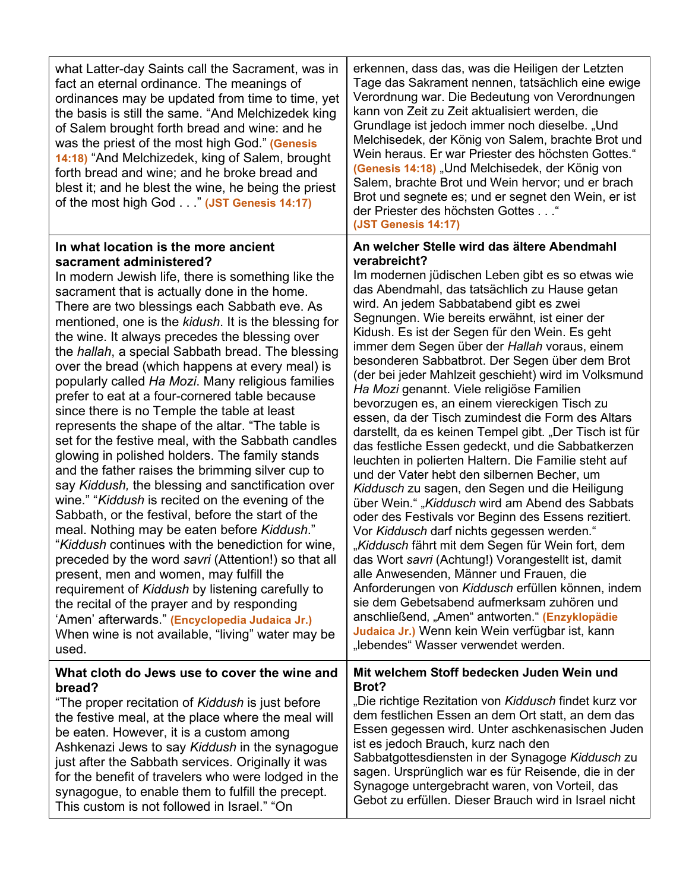| | |
|---|---|
| what Latter-day Saints call the Sacrament, was in fact an eternal ordinance. The meanings of ordinances may be updated from time to time, yet the basis is still the same. "And Melchizedek king of Salem brought forth bread and wine: and he was the priest of the most high God." **(Genesis 14:18)** "And Melchizedek, king of Salem, brought forth bread and wine; and he broke bread and blest it; and he blest the wine, he being the priest of the most high God . . ." **(JST Genesis 14:17)** | erkennen, dass das, was die Heiligen der Letzten Tage das Sakrament nennen, tatsächlich eine ewige Verordnung war. Die Bedeutung von Verordnungen kann von Zeit zu Zeit aktualisiert werden, die Grundlage ist jedoch immer noch dieselbe. „Und Melchisedek, der König von Salem, brachte Brot und Wein heraus. Er war Priester des höchsten Gottes." **(Genesis 14:18)** „Und Melchisedek, der König von Salem, brachte Brot und Wein hervor; und er brach Brot und segnete es; und er segnet den Wein, er ist der Priester des höchsten Gottes . . ." **(JST Genesis 14:17)** |
| **In what location is the more ancient sacrament administered?**<br>In modern Jewish life, there is something like the sacrament that is actually done in the home. There are two blessings each Sabbath eve. As mentioned, one is the *kidush*. It is the blessing for the wine. It always precedes the blessing over the *hallah*, a special Sabbath bread. The blessing over the bread (which happens at every meal) is popularly called *Ha Mozi*. Many religious families prefer to eat at a four-cornered table because since there is no Temple the table at least represents the shape of the altar. "The table is set for the festive meal, with the Sabbath candles glowing in polished holders. The family stands and the father raises the brimming silver cup to say *Kiddush,* the blessing and sanctification over wine." "*Kiddush* is recited on the evening of the Sabbath, or the festival, before the start of the meal. Nothing may be eaten before *Kiddush*." "*Kiddush* continues with the benediction for wine, preceded by the word *savri* (Attention!) so that all present, men and women, may fulfill the requirement of *Kiddush* by listening carefully to the recital of the prayer and by responding 'Amen' afterwards." **(Encyclopedia Judaica Jr.)** When wine is not available, "living" water may be used. | **An welcher Stelle wird das ältere Abendmahl verabreicht?**<br>Im modernen jüdischen Leben gibt es so etwas wie das Abendmahl, das tatsächlich zu Hause getan wird. An jedem Sabbatabend gibt es zwei Segnungen. Wie bereits erwähnt, ist einer der Kidush. Es ist der Segen für den Wein. Es geht immer dem Segen über der *Hallah* voraus, einem besonderen Sabbatbrot. Der Segen über dem Brot (der bei jeder Mahlzeit geschieht) wird im Volksmund *Ha Mozi* genannt. Viele religiöse Familien bevorzugen es, an einem viereckigen Tisch zu essen, da der Tisch zumindest die Form des Altars darstellt, da es keinen Tempel gibt. „Der Tisch ist für das festliche Essen gedeckt, und die Sabbatkerzen leuchten in polierten Haltern. Die Familie steht auf und der Vater hebt den silbernen Becher, um *Kiddusch* zu sagen, den Segen und die Heiligung über Wein." „*Kiddusch* wird am Abend des Sabbats oder des Festivals vor Beginn des Essens rezitiert. Vor *Kiddusch* darf nichts gegessen werden." „*Kiddusch* fährt mit dem Segen für Wein fort, dem das Wort *savri* (Achtung!) Vorangestellt ist, damit alle Anwesenden, Männer und Frauen, die Anforderungen von *Kiddusch* erfüllen können, indem sie dem Gebetsabend aufmerksam zuhören und anschließend, „Amen" antworten." **(Enzyklopädie Judaica Jr.)** Wenn kein Wein verfügbar ist, kann „lebendes" Wasser verwendet werden. |
| **What cloth do Jews use to cover the wine and bread?**<br>"The proper recitation of *Kiddush* is just before the festive meal, at the place where the meal will be eaten. However, it is a custom among Ashkenazi Jews to say *Kiddush* in the synagogue just after the Sabbath services. Originally it was for the benefit of travelers who were lodged in the synagogue, to enable them to fulfill the precept. This custom is not followed in Israel." "On | **Mit welchem Stoff bedecken Juden Wein und Brot?**<br>„Die richtige Rezitation von *Kiddusch* findet kurz vor dem festlichen Essen an dem Ort statt, an dem das Essen gegessen wird. Unter aschkenasischen Juden ist es jedoch Brauch, kurz nach den Sabbatgottesdiensten in der Synagoge *Kiddusch* zu sagen. Ursprünglich war es für Reisende, die in der Synagoge untergebracht waren, von Vorteil, das Gebot zu erfüllen. Dieser Brauch wird in Israel nicht |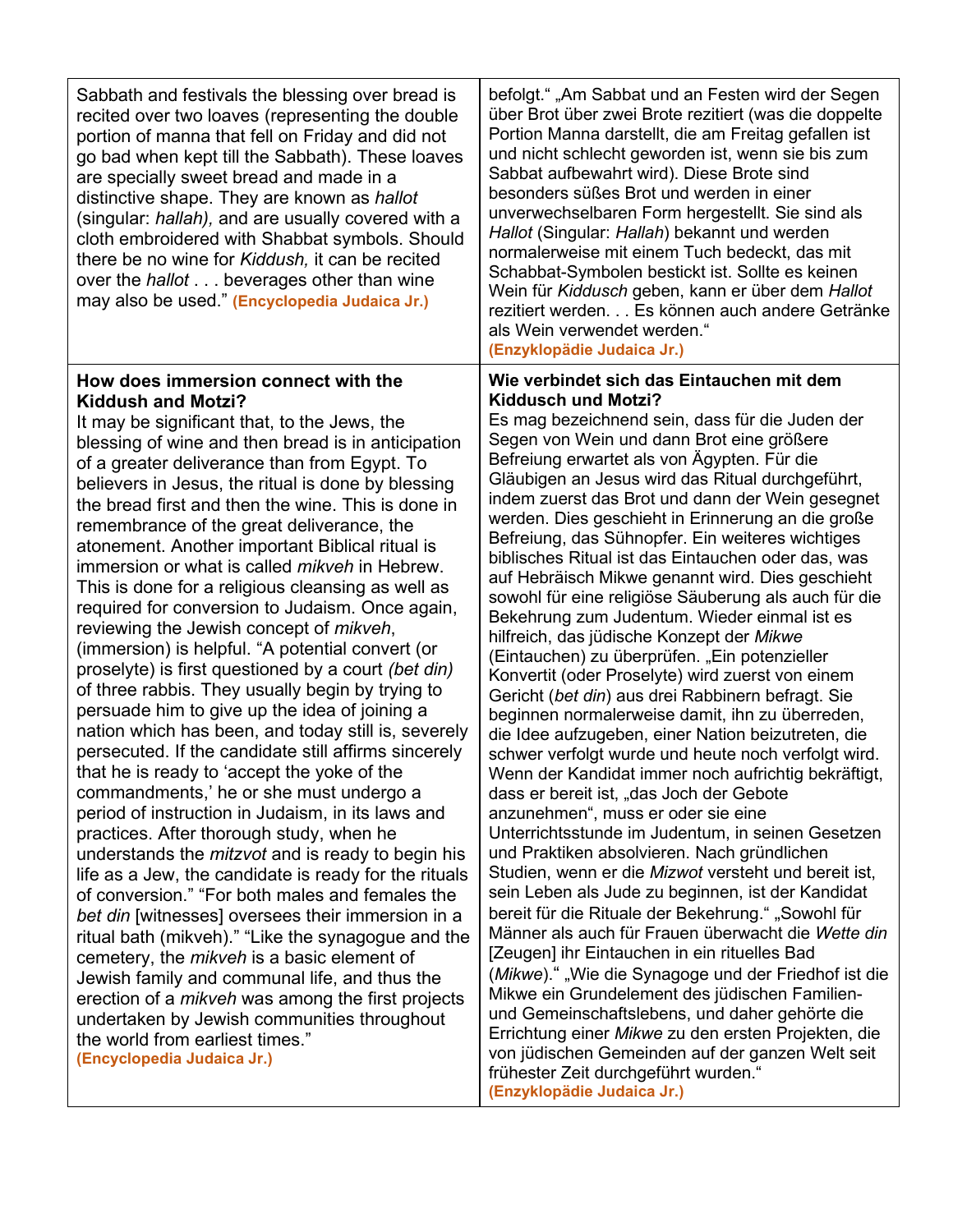| | |
|---|---|
| Sabbath and festivals the blessing over bread is recited over two loaves (representing the double portion of manna that fell on Friday and did not go bad when kept till the Sabbath). These loaves are specially sweet bread and made in a distinctive shape. They are known as *hallot* (singular: *hallah),* and are usually covered with a cloth embroidered with Shabbat symbols. Should there be no wine for *Kiddush,* it can be recited over the *hallot* . . . beverages other than wine may also be used." **(Encyclopedia Judaica Jr.)** | befolgt." „Am Sabbat und an Festen wird der Segen über Brot über zwei Brote rezitiert (was die doppelte Portion Manna darstellt, die am Freitag gefallen ist und nicht schlecht geworden ist, wenn sie bis zum Sabbat aufbewahrt wird). Diese Brote sind besonders süßes Brot und werden in einer unverwechselbaren Form hergestellt. Sie sind als *Hallot* (Singular: *Hallah*) bekannt und werden normalerweise mit einem Tuch bedeckt, das mit Schabbat-Symbolen bestickt ist. Sollte es keinen Wein für *Kiddusch* geben, kann er über dem *Hallot* rezitiert werden. . . Es können auch andere Getränke als Wein verwendet werden." **(Enzyklopädie Judaica Jr.)** |
| **How does immersion connect with the Kiddush and Motzi?** It may be significant that, to the Jews, the blessing of wine and then bread is in anticipation of a greater deliverance than from Egypt. To believers in Jesus, the ritual is done by blessing the bread first and then the wine. This is done in remembrance of the great deliverance, the atonement. Another important Biblical ritual is immersion or what is called *mikveh* in Hebrew. This is done for a religious cleansing as well as required for conversion to Judaism. Once again, reviewing the Jewish concept of *mikveh*, (immersion) is helpful. "A potential convert (or proselyte) is first questioned by a court *(bet din)* of three rabbis. They usually begin by trying to persuade him to give up the idea of joining a nation which has been, and today still is, severely persecuted. If the candidate still affirms sincerely that he is ready to 'accept the yoke of the commandments,' he or she must undergo a period of instruction in Judaism, in its laws and practices. After thorough study, when he understands the *mitzvot* and is ready to begin his life as a Jew, the candidate is ready for the rituals of conversion." "For both males and females the *bet din* [witnesses] oversees their immersion in a ritual bath (mikveh)." "Like the synagogue and the cemetery, the *mikveh* is a basic element of Jewish family and communal life, and thus the erection of a *mikveh* was among the first projects undertaken by Jewish communities throughout the world from earliest times." **(Encyclopedia Judaica Jr.)** | **Wie verbindet sich das Eintauchen mit dem Kiddusch und Motzi?** Es mag bezeichnend sein, dass für die Juden der Segen von Wein und dann Brot eine größere Befreiung erwartet als von Ägypten. Für die Gläubigen an Jesus wird das Ritual durchgeführt, indem zuerst das Brot und dann der Wein gesegnet werden. Dies geschieht in Erinnerung an die große Befreiung, das Sühnopfer. Ein weiteres wichtiges biblisches Ritual ist das Eintauchen oder das, was auf Hebräisch Mikwe genannt wird. Dies geschieht sowohl für eine religiöse Säuberung als auch für die Bekehrung zum Judentum. Wieder einmal ist es hilfreich, das jüdische Konzept der *Mikwe* (Eintauchen) zu überprüfen. „Ein potenzieller Konvertit (oder Proselyte) wird zuerst von einem Gericht (*bet din*) aus drei Rabbinern befragt. Sie beginnen normalerweise damit, ihn zu überreden, die Idee aufzugeben, einer Nation beizutreten, die schwer verfolgt wurde und heute noch verfolgt wird. Wenn der Kandidat immer noch aufrichtig bekräftigt, dass er bereit ist, „das Joch der Gebote anzunehmen", muss er oder sie eine Unterrichtsstunde im Judentum, in seinen Gesetzen und Praktiken absolvieren. Nach gründlichen Studien, wenn er die *Mizwot* versteht und bereit ist, sein Leben als Jude zu beginnen, ist der Kandidat bereit für die Rituale der Bekehrung." „Sowohl für Männer als auch für Frauen überwacht die *Wette din* [Zeugen] ihr Eintauchen in ein rituelles Bad (*Mikwe*)." „Wie die Synagoge und der Friedhof ist die Mikwe ein Grundelement des jüdischen Familien- und Gemeinschaftslebens, und daher gehörte die Errichtung einer *Mikwe* zu den ersten Projekten, die von jüdischen Gemeinden auf der ganzen Welt seit frühester Zeit durchgeführt wurden." **(Enzyklopädie Judaica Jr.)** |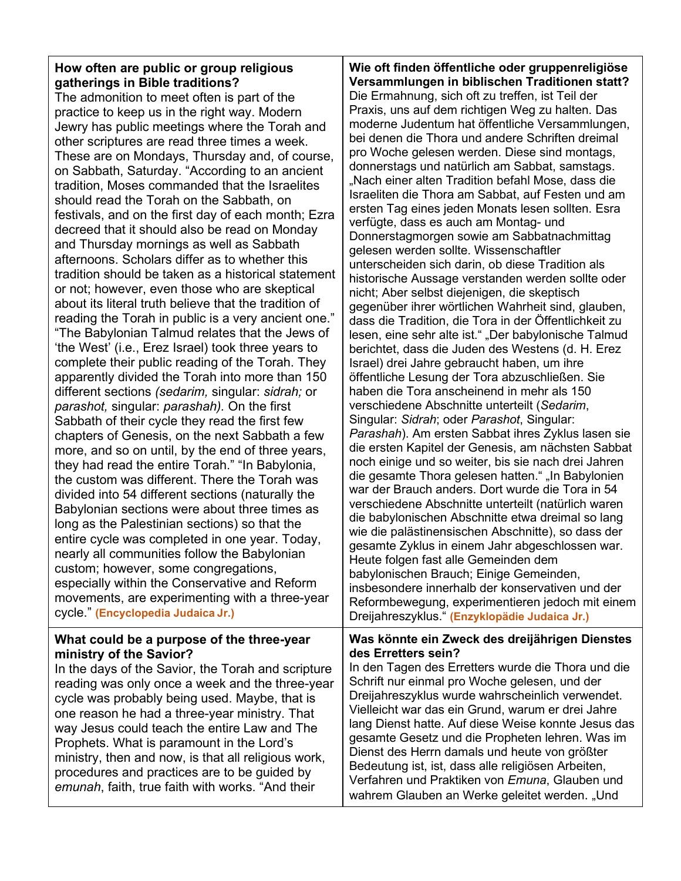| **How often are public or group religious gatherings in Bible traditions?**<br>The admonition to meet often is part of the practice to keep us in the right way. Modern Jewry has public meetings where the Torah and other scriptures are read three times a week. These are on Mondays, Thursday and, of course, on Sabbath, Saturday. "According to an ancient tradition, Moses commanded that the Israelites should read the Torah on the Sabbath, on festivals, and on the first day of each month; Ezra decreed that it should also be read on Monday and Thursday mornings as well as Sabbath afternoons. Scholars differ as to whether this tradition should be taken as a historical statement or not; however, even those who are skeptical about its literal truth believe that the tradition of reading the Torah in public is a very ancient one." "The Babylonian Talmud relates that the Jews of 'the West' (i.e., Erez Israel) took three years to complete their public reading of the Torah. They apparently divided the Torah into more than 150 different sections *(sedarim,* singular: *sidrah;* or *parashot,* singular: *parashah).* On the first Sabbath of their cycle they read the first few chapters of Genesis, on the next Sabbath a few more, and so on until, by the end of three years, they had read the entire Torah." "In Babylonia, the custom was different. There the Torah was divided into 54 different sections (naturally the Babylonian sections were about three times as long as the Palestinian sections) so that the entire cycle was completed in one year. Today, nearly all communities follow the Babylonian custom; however, some congregations, especially within the Conservative and Reform movements, are experimenting with a three-year cycle." **(Encyclopedia Judaica Jr.)** | **Wie oft finden öffentliche oder gruppenreligiöse Versammlungen in biblischen Traditionen statt?**<br>Die Ermahnung, sich oft zu treffen, ist Teil der Praxis, uns auf dem richtigen Weg zu halten. Das moderne Judentum hat öffentliche Versammlungen, bei denen die Thora und andere Schriften dreimal pro Woche gelesen werden. Diese sind montags, donnerstags und natürlich am Sabbat, samstags. „Nach einer alten Tradition befahl Mose, dass die Israeliten die Thora am Sabbat, auf Festen und am ersten Tag eines jeden Monats lesen sollten. Esra verfügte, dass es auch am Montag- und Donnerstagmorgen sowie am Sabbatnachmittag gelesen werden sollte. Wissenschaftler unterscheiden sich darin, ob diese Tradition als historische Aussage verstanden werden sollte oder nicht; Aber selbst diejenigen, die skeptisch gegenüber ihrer wörtlichen Wahrheit sind, glauben, dass die Tradition, die Tora in der Öffentlichkeit zu lesen, eine sehr alte ist." „Der babylonische Talmud berichtet, dass die Juden des Westens (d. H. Erez Israel) drei Jahre gebraucht haben, um ihre öffentliche Lesung der Tora abzuschließen. Sie haben die Tora anscheinend in mehr als 150 verschiedene Abschnitte unterteilt (*Sedarim*, Singular: *Sidrah*; oder *Parashot*, Singular: *Parashah*). Am ersten Sabbat ihres Zyklus lasen sie die ersten Kapitel der Genesis, am nächsten Sabbat noch einige und so weiter, bis sie nach drei Jahren die gesamte Thora gelesen hatten." „In Babylonien war der Brauch anders. Dort wurde die Tora in 54 verschiedene Abschnitte unterteilt (natürlich waren die babylonischen Abschnitte etwa dreimal so lang wie die palästinensischen Abschnitte), so dass der gesamte Zyklus in einem Jahr abgeschlossen war. Heute folgen fast alle Gemeinden dem babylonischen Brauch; Einige Gemeinden, insbesondere innerhalb der konservativen und der Reformbewegung, experimentieren jedoch mit einem Dreijahreszyklus." **(Enzyklopädie Judaica Jr.)** |
|---|---|
| **What could be a purpose of the three-year ministry of the Savior?**<br>In the days of the Savior, the Torah and scripture reading was only once a week and the three-year cycle was probably being used. Maybe, that is one reason he had a three-year ministry. That way Jesus could teach the entire Law and The Prophets. What is paramount in the Lord's ministry, then and now, is that all religious work, procedures and practices are to be guided by *emunah*, faith, true faith with works. "And their | **Was könnte ein Zweck des dreijährigen Dienstes des Erretters sein?**<br>In den Tagen des Erretters wurde die Thora und die Schrift nur einmal pro Woche gelesen, und der Dreijahreszyklus wurde wahrscheinlich verwendet. Vielleicht war das ein Grund, warum er drei Jahre lang Dienst hatte. Auf diese Weise konnte Jesus das gesamte Gesetz und die Propheten lehren. Was im Dienst des Herrn damals und heute von größter Bedeutung ist, ist, dass alle religiösen Arbeiten, Verfahren und Praktiken von *Emuna*, Glauben und wahrem Glauben an Werke geleitet werden. „Und |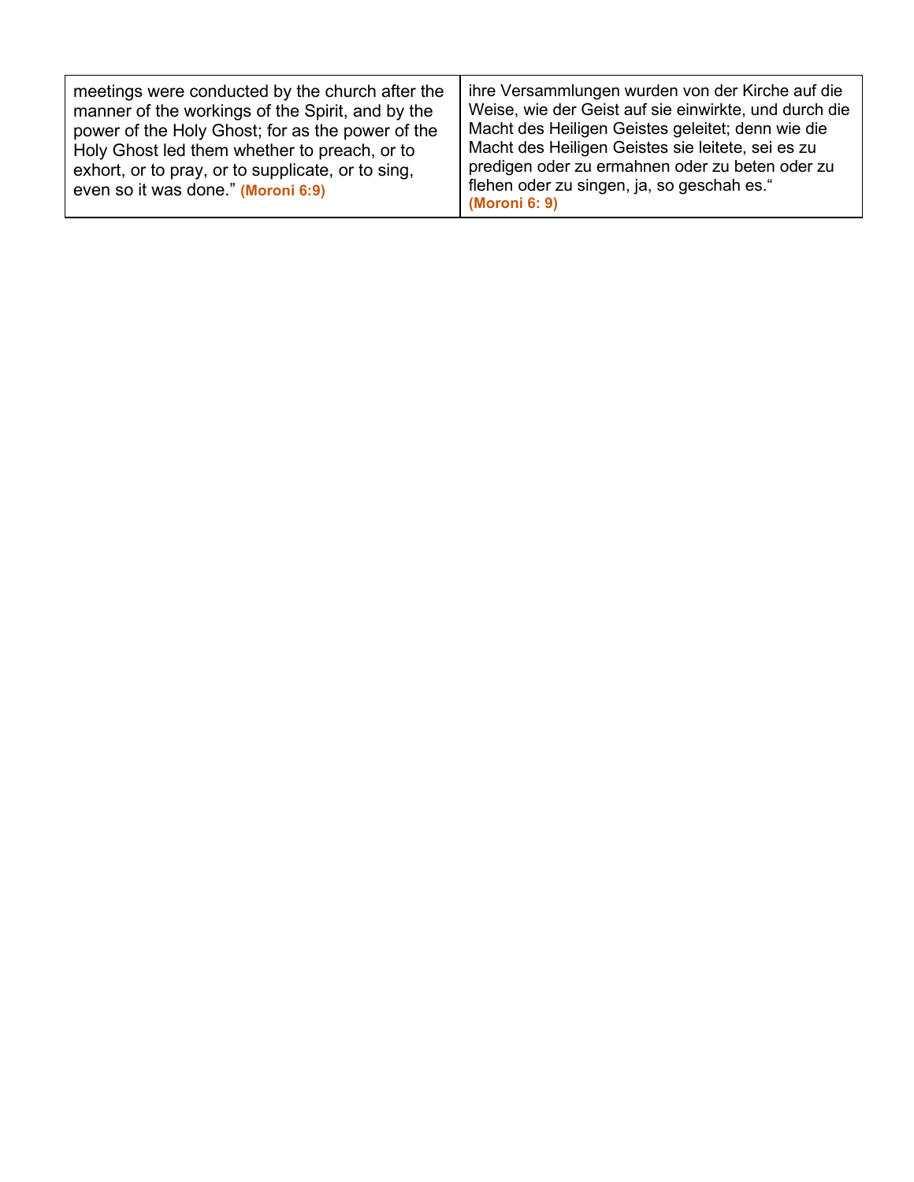| | |
|---|---|
| meetings were conducted by the church after the manner of the workings of the Spirit, and by the power of the Holy Ghost; for as the power of the Holy Ghost led them whether to preach, or to exhort, or to pray, or to supplicate, or to sing, even so it was done." **(Moroni 6:9)** | ihre Versammlungen wurden von der Kirche auf die Weise, wie der Geist auf sie einwirkte, und durch die Macht des Heiligen Geistes geleitet; denn wie die Macht des Heiligen Geistes sie leitete, sei es zu predigen oder zu ermahnen oder zu beten oder zu flehen oder zu singen, ja, so geschah es." **(Moroni 6: 9)** |